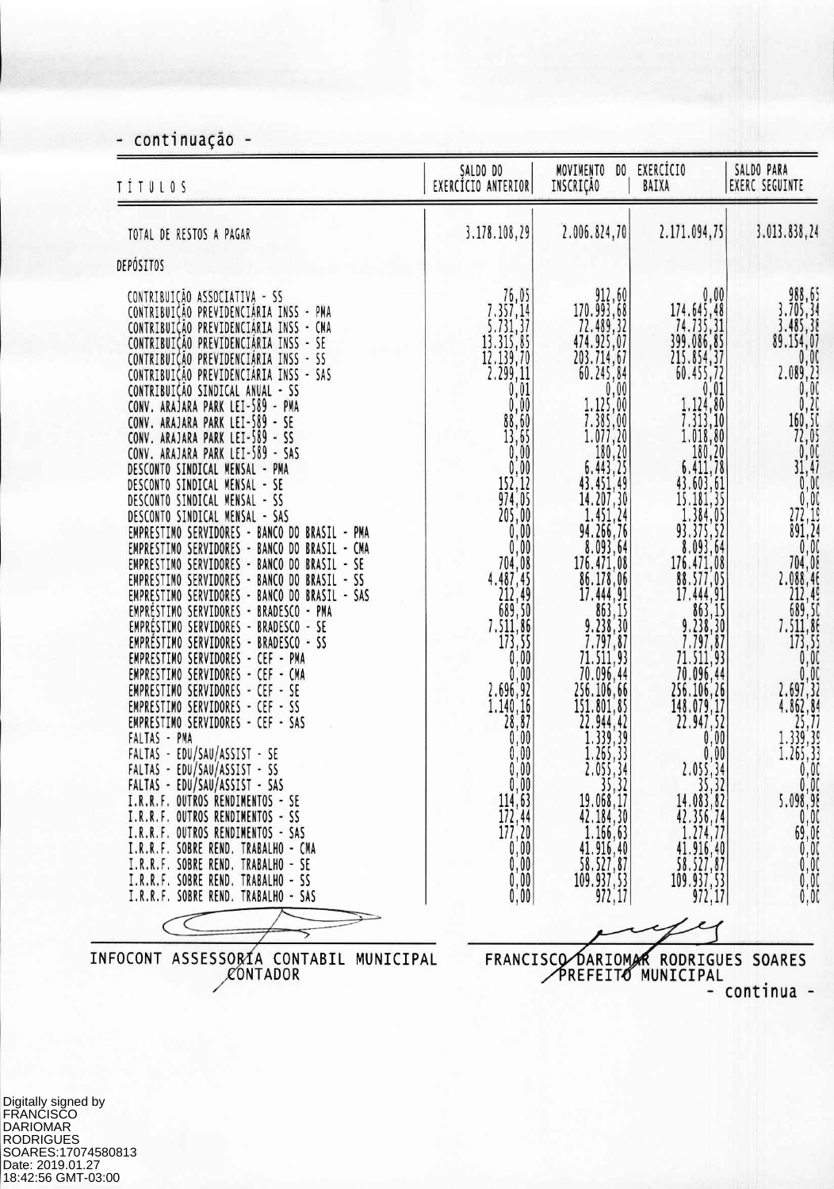- continuação -

| TÍTULOS | SALDO DO EXERCÍCIO ANTERIOR | MOVIMENTO DO EXERCÍCIO INSCRIÇÃO | BAIXA | SALDO PARA EXERC SEGUINTE |
|---|---|---|---|---|
| TOTAL DE RESTOS A PAGAR | 3.178.108,29 | 2.006.824,70 | 2.171.094,75 | 3.013.838,24 |
| DEPÓSITOS | | | | |
| CONTRIBUIÇÃO ASSOCIATIVA - SS | 76,05 | 912,60 | 0,00 | 988,65 |
| CONTRIBUIÇÃO PREVIDENCIÁRIA INSS - PMA | 7.357,14 | 170.993,68 | 174.645,48 | 3.705,34 |
| CONTRIBUIÇÃO PREVIDENCIÁRIA INSS - CMA | 5.731,37 | 72.489,32 | 74.735,31 | 3.485,38 |
| CONTRIBUIÇÃO PREVIDENCIÁRIA INSS - SE | 13.315,85 | 474.925,07 | 399.086,85 | 89.154,07 |
| CONTRIBUIÇÃO PREVIDENCIÁRIA INSS - SS | 12.139,70 | 203.714,67 | 215.854,37 | 0,00 |
| CONTRIBUIÇÃO PREVIDENCIÁRIA INSS - SAS | 2.299,11 | 60.245,84 | 60.455,72 | 2.089,23 |
| CONTRIBUIÇÃO SINDICAL ANUAL - SS | 0,01 | 0,00 | 0,01 | 0,00 |
| CONV. ARAJARA PARK LEI-589 - PMA | 0,00 | 1.125,00 | 1.124,80 | 0,20 |
| CONV. ARAJARA PARK LEI-589 - SE | 88,60 | 7.385,00 | 7.313,10 | 160,50 |
| CONV. ARAJARA PARK LEI-589 - SS | 13,65 | 1.077,20 | 1.018,80 | 72,05 |
| CONV. ARAJARA PARK LEI-589 - SAS | 0,00 | 180,20 | 180,20 | 0,00 |
| DESCONTO SINDICAL MENSAL - PMA | 0,00 | 6.443,25 | 6.411,78 | 31,47 |
| DESCONTO SINDICAL MENSAL - SE | 152,12 | 43.451,49 | 43.603,61 | 0,00 |
| DESCONTO SINDICAL MENSAL - SS | 974,05 | 14.207,30 | 15.181,35 | 0,00 |
| DESCONTO SINDICAL MENSAL - SAS | 205,00 | 1.451,24 | 1.384,05 | 272,19 |
| EMPRESTIMO SERVIDORES - BANCO DO BRASIL - PMA | 0,00 | 94.266,76 | 93.375,52 | 891,24 |
| EMPRESTIMO SERVIDORES - BANCO DO BRASIL - CMA | 0,00 | 8.093,64 | 8.093,64 | 0,00 |
| EMPRESTIMO SERVIDORES - BANCO DO BRASIL - SE | 704,08 | 176.471,08 | 176.471,08 | 704,08 |
| EMPRESTIMO SERVIDORES - BANCO DO BRASIL - SS | 4.487,45 | 86.178,06 | 88.577,05 | 2.088,46 |
| EMPRESTIMO SERVIDORES - BANCO DO BRASIL - SAS | 212,49 | 17.444,91 | 17.444,91 | 212,49 |
| EMPRÉSTIMO SERVIDORES - BRADESCO - PMA | 689,50 | 863,15 | 863,15 | 689,50 |
| EMPRÉSTIMO SERVIDORES - BRADESCO - SE | 7.511,86 | 9.238,30 | 9.238,30 | 7.511,86 |
| EMPRÉSTIMO SERVIDORES - BRADESCO - SS | 173,55 | 7.797,87 | 7.797,87 | 173,55 |
| EMPRESTIMO SERVIDORES - CEF - PMA | 0,00 | 71.511,93 | 71.511,93 | 0,00 |
| EMPRESTIMO SERVIDORES - CEF - CMA | 0,00 | 70.096,44 | 70.096,44 | 0,00 |
| EMPRESTIMO SERVIDORES - CEF - SE | 2.696,92 | 256.106,66 | 256.106,26 | 2.697,32 |
| EMPRESTIMO SERVIDORES - CEF - SS | 1.140,16 | 151.801,85 | 148.079,17 | 4.862,84 |
| EMPRESTIMO SERVIDORES - CEF - SAS | 28,87 | 22.944,42 | 22.947,52 | 25,77 |
| FALTAS - PMA | 0,00 | 1.339,39 | 0,00 | 1.339,39 |
| FALTAS - EDU/SAU/ASSIST - SE | 0,00 | 1.265,33 | 0,00 | 1.265,33 |
| FALTAS - EDU/SAU/ASSIST - SS | 0,00 | 2.055,34 | 2.055,34 | 0,00 |
| FALTAS - EDU/SAU/ASSIST - SAS | 0,00 | 35,32 | 35,32 | 0,00 |
| I.R.R.F. OUTROS RENDIMENTOS - SE | 114,63 | 19.068,17 | 14.083,82 | 5.098,98 |
| I.R.R.F. OUTROS RENDIMENTOS - SS | 172,44 | 42.184,30 | 42.356,74 | 0,00 |
| I.R.R.F. OUTROS RENDIMENTOS - SAS | 177,20 | 1.166,63 | 1.274,77 | 69,06 |
| I.R.R.F. SOBRE REND. TRABALHO - CMA | 0,00 | 41.916,40 | 41.916,40 | 0,00 |
| I.R.R.F. SOBRE REND. TRABALHO - SE | 0,00 | 58.527,87 | 58.527,87 | 0,00 |
| I.R.R.F. SOBRE REND. TRABALHO - SS | 0,00 | 109.937,53 | 109.937,53 | 0,00 |
| I.R.R.F. SOBRE REND. TRABALHO - SAS | 0,00 | 972,17 | 972,17 | 0,00 |

INFOCONT ASSESSORIA CONTABIL MUNICIPAL
CONTADOR

FRANCISCO DARIOMAR RODRIGUES SOARES
PREFEITO MUNICIPAL

- continua -

Digitally signed by FRANCISCO DARIOMAR RODRIGUES SOARES:17074580813
Date: 2019.01.27 18:42:56 GMT-03:00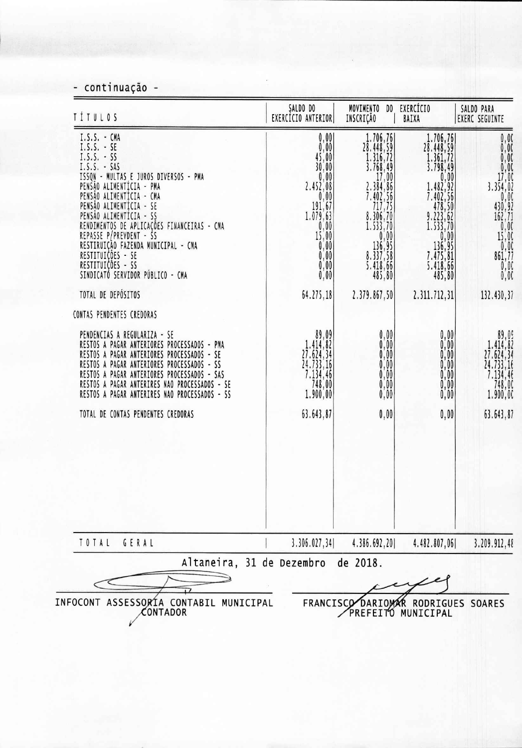- continuação -

| TÍTULOS | SALDO DO EXERCÍCIO ANTERIOR | MOVIMENTO DO EXERCÍCIO INSCRIÇÃO | BAIXA | SALDO PARA EXERC SEGUINTE |
|---|---|---|---|---|
| I.S.S. - CMA | 0,00 | 1.706,76 | 1.706,76 | 0,00 |
| I.S.S. - SE | 0,00 | 28.448,59 | 28.448,59 | 0,00 |
| I.S.S. - SS | 45,00 | 1.316,72 | 1.361,72 | 0,00 |
| I.S.S. - SAS | 30,00 | 3.768,49 | 3.798,49 | 0,00 |
| ISSQN - MULTAS E JUROS DIVERSOS - PMA | 0,00 | 17,00 | 0,00 | 17,00 |
| PENSÃO ALIMENTÍCIA - PMA | 2.452,08 | 2.384,86 | 1.482,92 | 3.354,02 |
| PENSÃO ALIMENTÍCIA - CMA | 0,00 | 7.402,56 | 7.402,56 | 0,00 |
| PENSÃO ALIMENTÍCIA - SE | 191,67 | 717,75 | 478,50 | 430,92 |
| PENSÃO ALIMENTÍCIA - SS | 1.079,63 | 8.306,70 | 9.223,62 | 162,71 |
| RENDIMENTOS DE APLICAÇÕES FINANCEIRAS - CMA | 0,00 | 1.533,70 | 1.533,70 | 0,00 |
| REPASSE P/PREVDENT - SS | 15,00 | 0,00 | 0,00 | 15,00 |
| RESTIRUIÇÃO FAZENDA MUNICIPAL - CMA | 0,00 | 136,95 | 136,95 | 0,00 |
| RESTITUIÇÕES - SE | 0,00 | 8.337,58 | 7.475,81 | 861,77 |
| RESTITUIÇÕES - SS | 0,00 | 5.418,66 | 5.418,66 | 0,00 |
| SINDICATO SERVIDOR PÚBLICO - CMA | 0,00 | 485,80 | 485,80 | 0,00 |
| TOTAL DE DEPÓSITOS | 64.275,18 | 2.379.867,50 | 2.311.712,31 | 132.430,37 |
| CONTAS PENDENTES CREDORAS | | | | |
| PENDENCIAS A REGULARIZA - SE | 89,09 | 0,00 | 0,00 | 89,09 |
| RESTOS A PAGAR ANTERIORES PROCESSADOS - PMA | 1.414,82 | 0,00 | 0,00 | 1.414,82 |
| RESTOS A PAGAR ANTERIORES PROCESSADOS - SE | 27.624,34 | 0,00 | 0,00 | 27.624,34 |
| RESTOS A PAGAR ANTERIORES PROCESSADOS - SS | 24.733,16 | 0,00 | 0,00 | 24.733,16 |
| RESTOS A PAGAR ANTERIORES PROCESSADOS - SAS | 7.134,46 | 0,00 | 0,00 | 7.134,46 |
| RESTOS A PAGAR ANTERIRES NAO PROCESSADOS - SE | 748,00 | 0,00 | 0,00 | 748,00 |
| RESTOS A PAGAR ANTERIRES NAO PROCESSADOS - SS | 1.900,00 | 0,00 | 0,00 | 1.900,00 |
| TOTAL DE CONTAS PENDENTES CREDORAS | 63.643,87 | 0,00 | 0,00 | 63.643,87 |
| TOTAL GERAL | 3.306.027,34 | 4.386.692,20 | 4.482.807,06 | 3.209.912,48 |

Altaneira, 31 de Dezembro de 2018.

INFOCONT ASSESSORIA CONTABIL MUNICIPAL
CONTADOR

FRANCISCO DARIOMAR RODRIGUES SOARES
PREFEITO MUNICIPAL